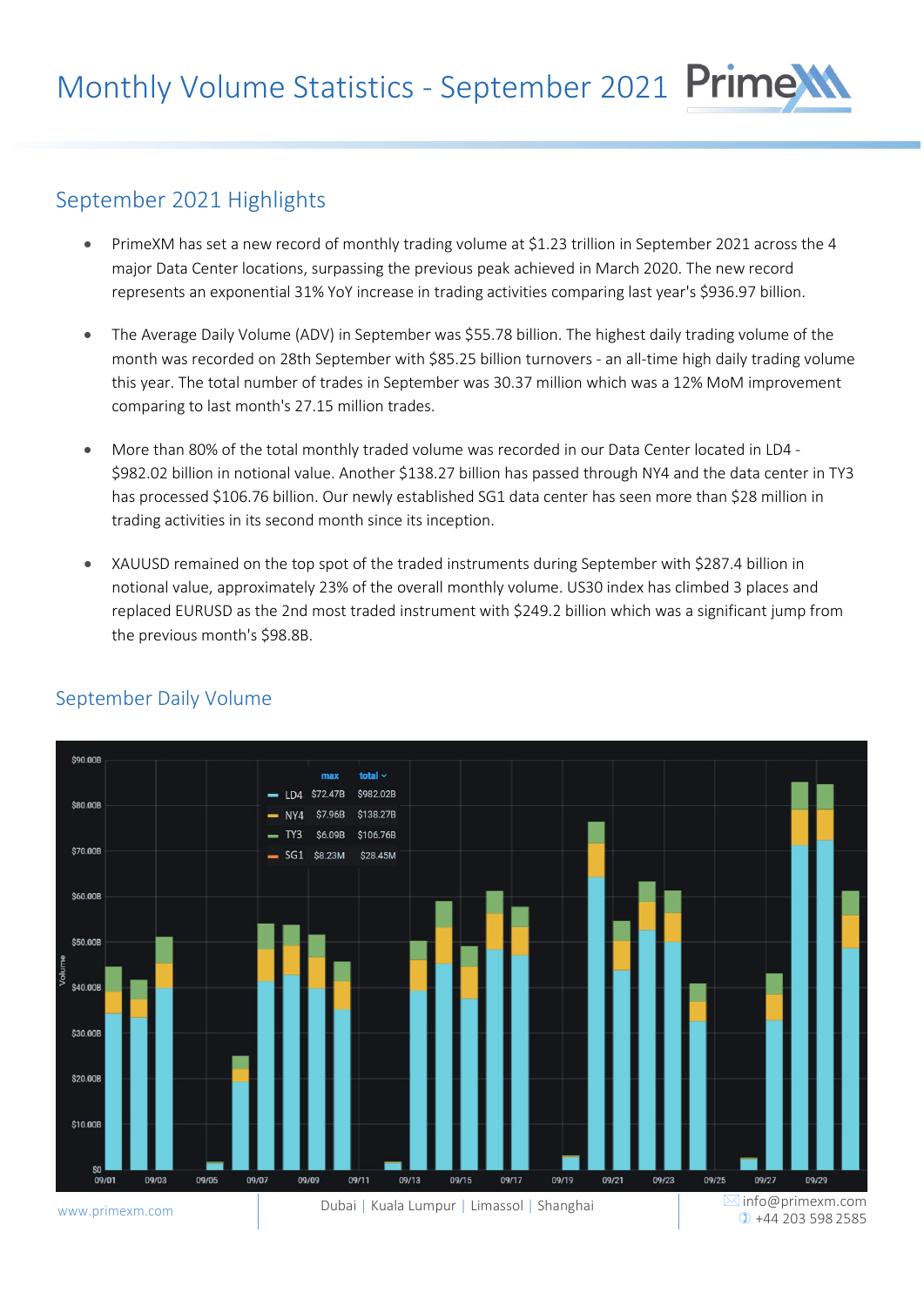# Monthly Volume Statistics - September 2021

## September 2021 Highlights

- PrimeXM has set a new record of monthly trading volume at $1.23 trillion in September 2021 across the 4 major Data Center locations, surpassing the previous peak achieved in March 2020. The new record represents an exponential 31% YoY increase in trading activities comparing last year's $936.97 billion.

- The Average Daily Volume (ADV) in September was $55.78 billion. The highest daily trading volume of the month was recorded on 28th September with $85.25 billion turnovers - an all-time high daily trading volume this year. The total number of trades in September was 30.37 million which was a 12% MoM improvement comparing to last month's 27.15 million trades.

- More than 80% of the total monthly traded volume was recorded in our Data Center located in LD4 - $982.02 billion in notional value. Another $138.27 billion has passed through NY4 and the data center in TY3 has processed $106.76 billion. Our newly established SG1 data center has seen more than $28 million in trading activities in its second month since its inception.

- XAUUSD remained on the top spot of the traded instruments during September with $287.4 billion in notional value, approximately 23% of the overall monthly volume. US30 index has climbed 3 places and replaced EURUSD as the 2nd most traded instrument with $249.2 billion which was a significant jump from the previous month's $98.8B.

## September Daily Volume

| | max | total |
|---|---|---|
| LD4 | $72.47B | $982.02B |
| NY4 | $7.96B | $138.27B |
| TY3 | $6.09B | $106.76B |
| SG1 | $8.23M | $28.45M |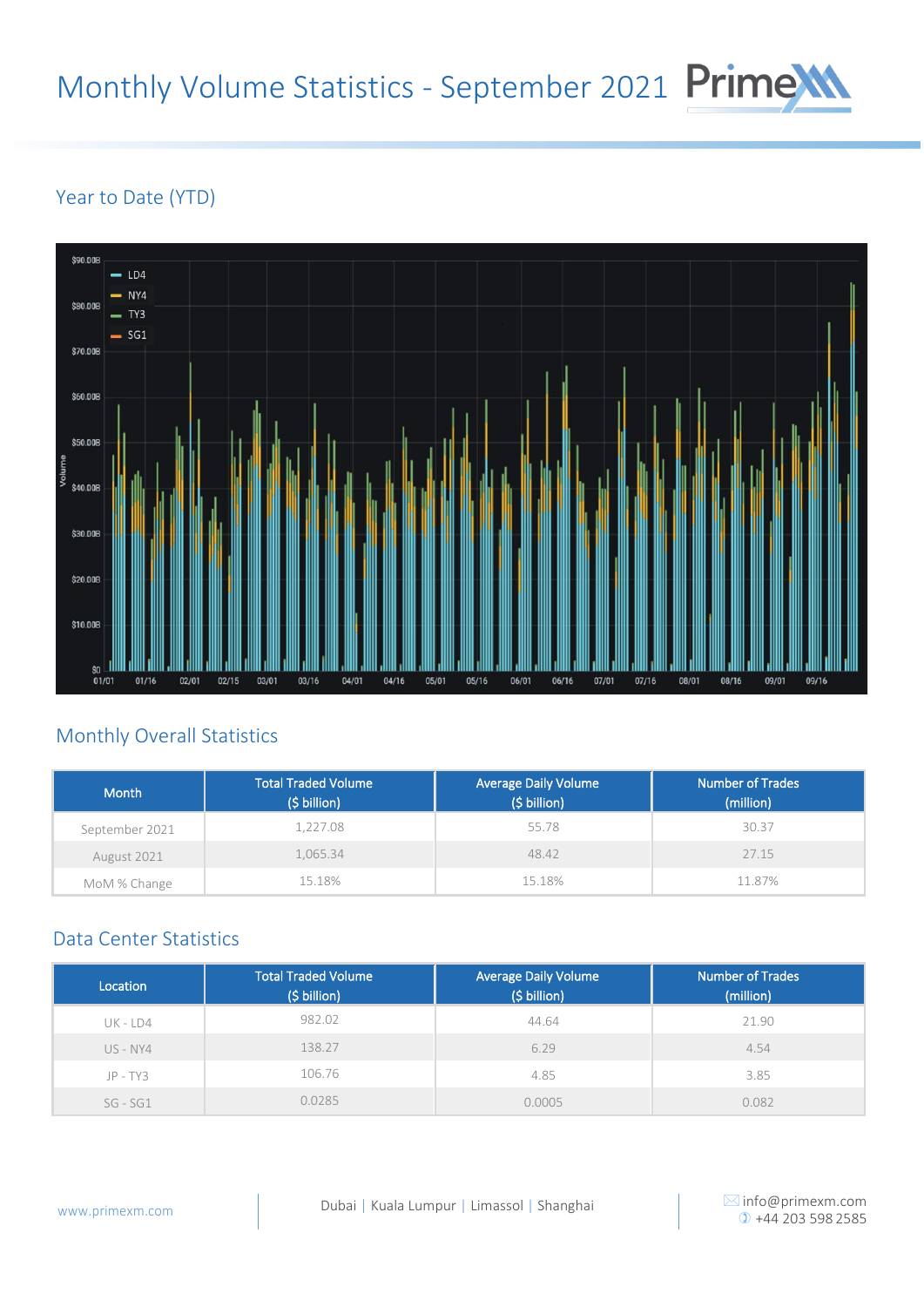# Monthly Volume Statistics - September 2021

## Year to Date (YTD)

## Monthly Overall Statistics

| Month | Total Traded Volume ($ billion) | Average Daily Volume ($ billion) | Number of Trades (million) |
|---|---|---|---|
| September 2021 | 1,227.08 | 55.78 | 30.37 |
| August 2021 | 1,065.34 | 48.42 | 27.15 |
| MoM % Change | 15.18% | 15.18% | 11.87% |

## Data Center Statistics

| Location | Total Traded Volume ($ billion) | Average Daily Volume ($ billion) | Number of Trades (million) |
|---|---|---|---|
| UK - LD4 | 982.02 | 44.64 | 21.90 |
| US - NY4 | 138.27 | 6.29 | 4.54 |
| JP - TY3 | 106.76 | 4.85 | 3.85 |
| SG - SG1 | 0.0285 | 0.0005 | 0.082 |

www.primexm.com

Dubai | Kuala Lumpur | Limassol | Shanghai

info@primexm.com
+44 203 598 2585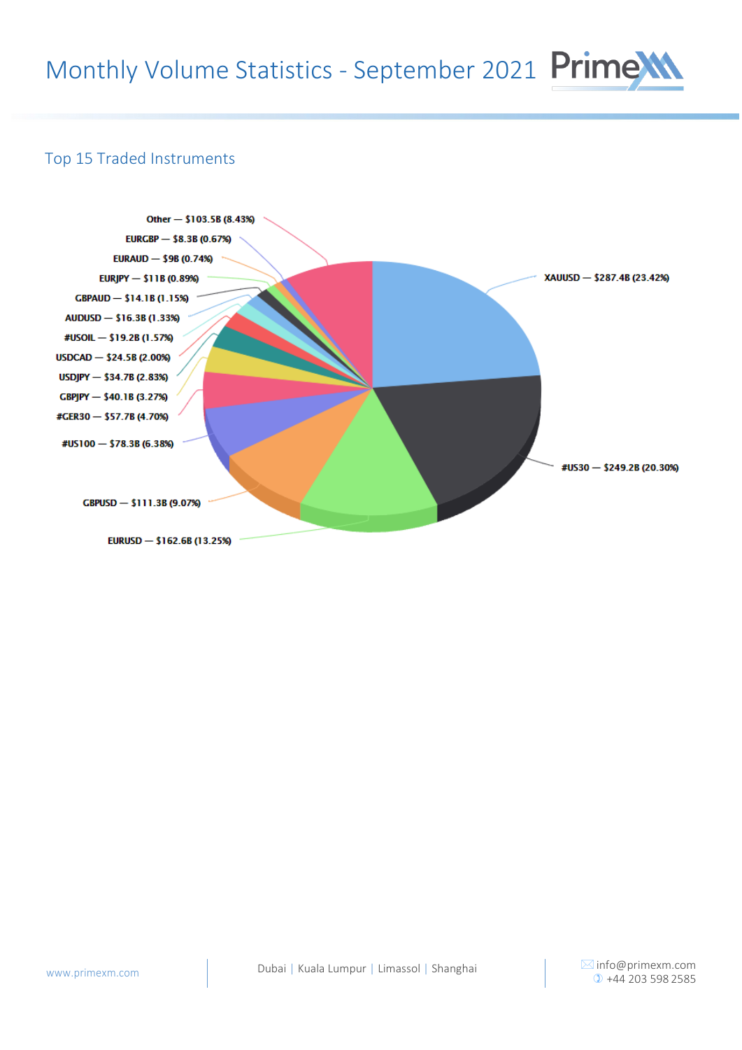# Monthly Volume Statistics - September 2021

## Top 15 Traded Instruments

Other — $103.5B (8.43%)
EURGBP — $8.3B (0.67%)
EURAUD — $9B (0.74%)
EURJPY — $11B (0.89%)
GBPAUD — $14.1B (1.15%)
AUDUSD — $16.3B (1.33%)
#USOIL — $19.2B (1.57%)
USDCAD — $24.5B (2.00%)
USDJPY — $34.7B (2.83%)
GBPJPY — $40.1B (3.27%)
#GER30 — $57.7B (4.70%)
#US100 — $78.3B (6.38%)
GBPUSD — $111.3B (9.07%)
EURUSD — $162.6B (13.25%)
XAUUSD — $287.4B (23.42%)
#US30 — $249.2B (20.30%)